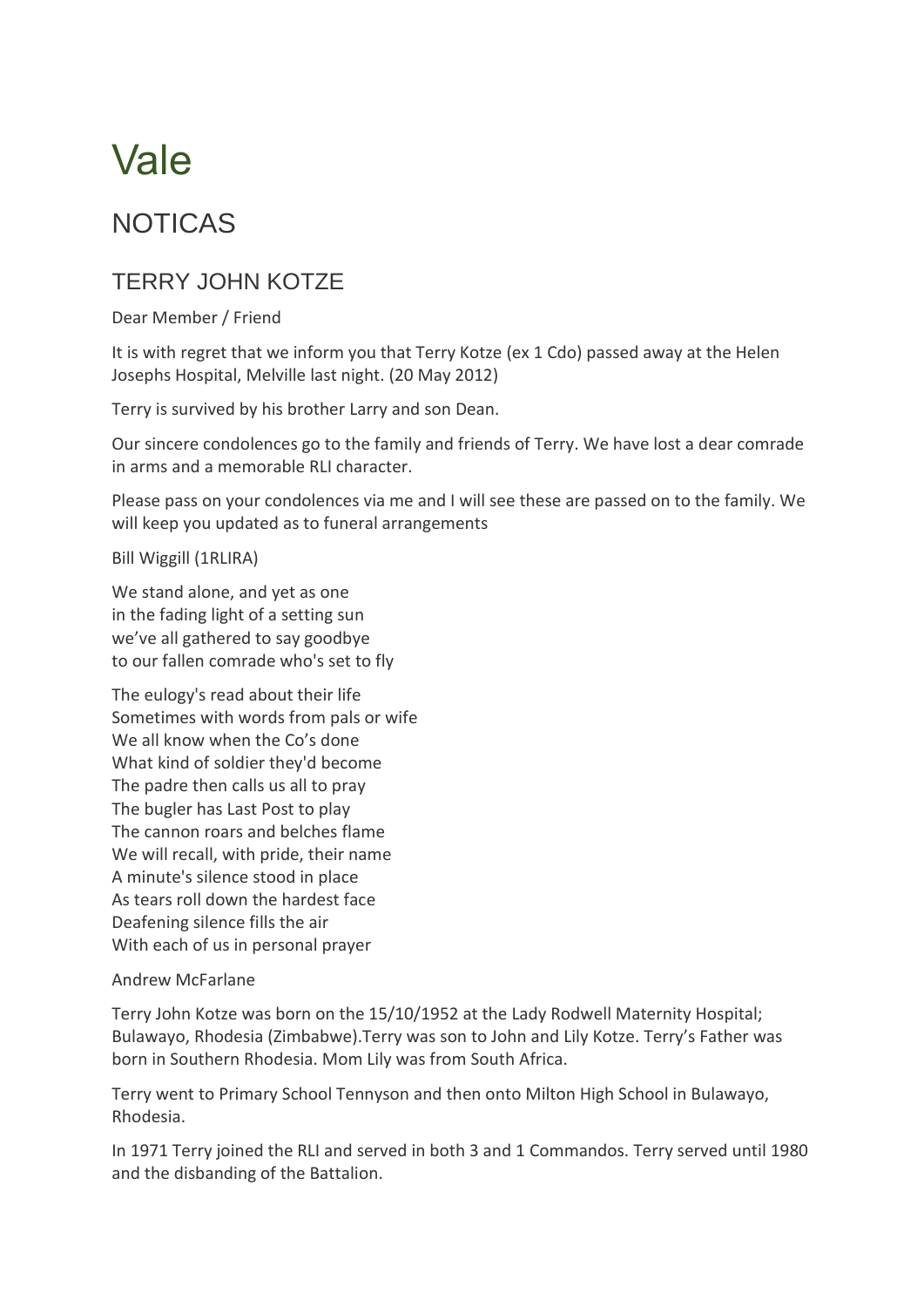# Vale

## NOTICAS

### TERRY JOHN KOTZE

Dear Member / Friend

It is with regret that we inform you that Terry Kotze (ex 1 Cdo) passed away at the Helen Josephs Hospital, Melville last night. (20 May 2012)

Terry is survived by his brother Larry and son Dean.

Our sincere condolences go to the family and friends of Terry. We have lost a dear comrade in arms and a memorable RLI character.

Please pass on your condolences via me and I will see these are passed on to the family. We will keep you updated as to funeral arrangements

Bill Wiggill (1RLIRA)

We stand alone, and yet as one
in the fading light of a setting sun
we've all gathered to say goodbye
to our fallen comrade who's set to fly

The eulogy's read about their life
Sometimes with words from pals or wife
We all know when the Co's done
What kind of soldier they'd become
The padre then calls us all to pray
The bugler has Last Post to play
The cannon roars and belches flame
We will recall, with pride, their name
A minute's silence stood in place
As tears roll down the hardest face
Deafening silence fills the air
With each of us in personal prayer

Andrew McFarlane

Terry John Kotze was born on the 15/10/1952 at the Lady Rodwell Maternity Hospital; Bulawayo, Rhodesia (Zimbabwe).Terry was son to John and Lily Kotze. Terry's Father was born in Southern Rhodesia. Mom Lily was from South Africa.

Terry went to Primary School Tennyson and then onto Milton High School in Bulawayo, Rhodesia.

In 1971 Terry joined the RLI and served in both 3 and 1 Commandos. Terry served until 1980 and the disbanding of the Battalion.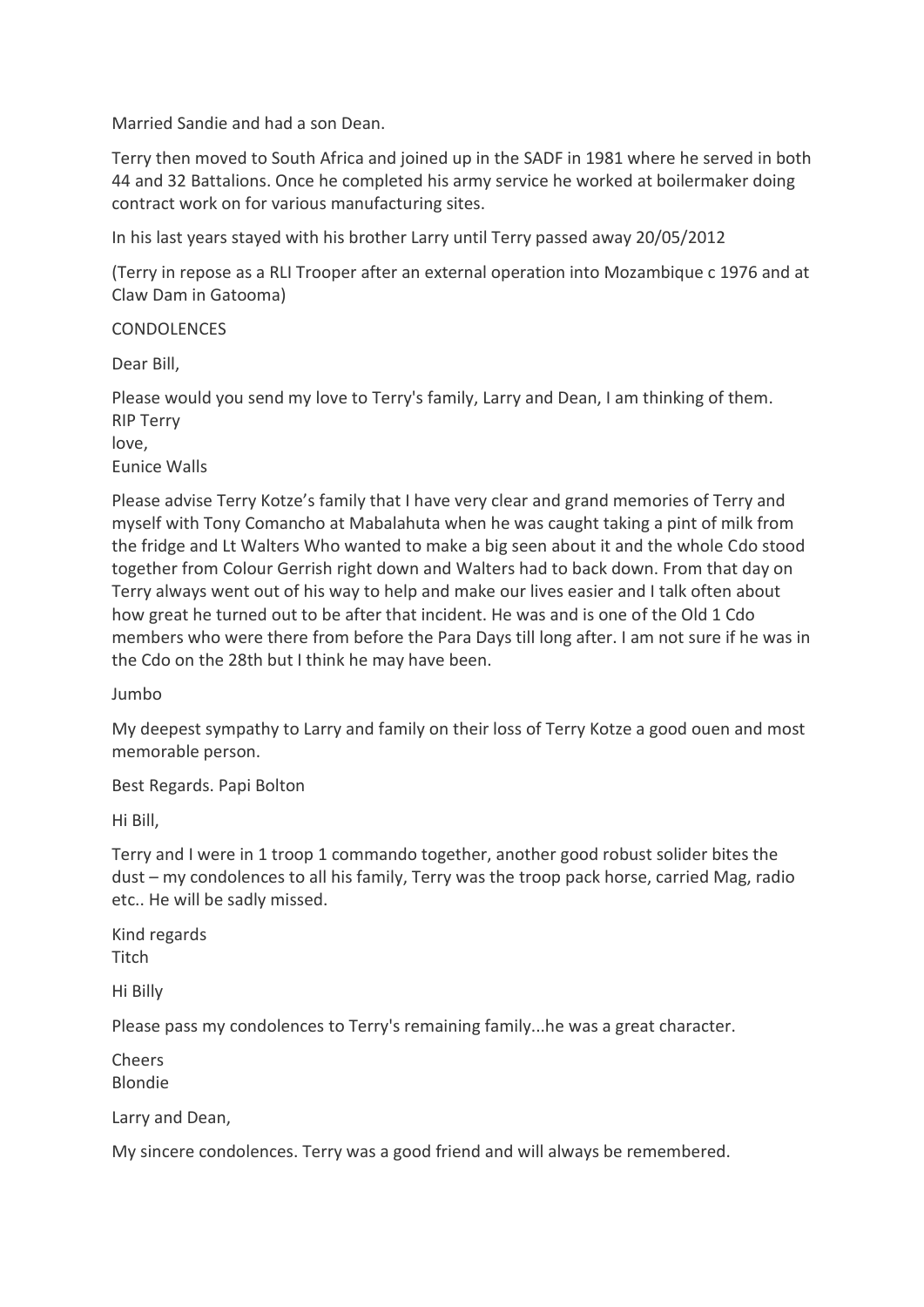Married Sandie and had a son Dean.

Terry then moved to South Africa and joined up in the SADF in 1981 where he served in both 44 and 32 Battalions. Once he completed his army service he worked at boilermaker doing contract work on for various manufacturing sites.

In his last years stayed with his brother Larry until Terry passed away 20/05/2012

(Terry in repose as a RLI Trooper after an external operation into Mozambique c 1976 and at Claw Dam in Gatooma)

CONDOLENCES

Dear Bill,

Please would you send my love to Terry's family, Larry and Dean, I am thinking of them.
RIP Terry
love,
Eunice Walls

Please advise Terry Kotze's family that I have very clear and grand memories of Terry and myself with Tony Comancho at Mabalahuta when he was caught taking a pint of milk from the fridge and Lt Walters Who wanted to make a big seen about it and the whole Cdo stood together from Colour Gerrish right down and Walters had to back down. From that day on Terry always went out of his way to help and make our lives easier and I talk often about how great he turned out to be after that incident. He was and is one of the Old 1 Cdo members who were there from before the Para Days till long after. I am not sure if he was in the Cdo on the 28th but I think he may have been.

Jumbo

My deepest sympathy to Larry and family on their loss of Terry Kotze a good ouen and most memorable person.

Best Regards. Papi Bolton

Hi Bill,

Terry and I were in 1 troop 1 commando together, another good robust solider bites the dust – my condolences to all his family, Terry was the troop pack horse, carried Mag, radio etc.. He will be sadly missed.

Kind regards
Titch

Hi Billy

Please pass my condolences to Terry's remaining family...he was a great character.

Cheers
Blondie

Larry and Dean,

My sincere condolences. Terry was a good friend and will always be remembered.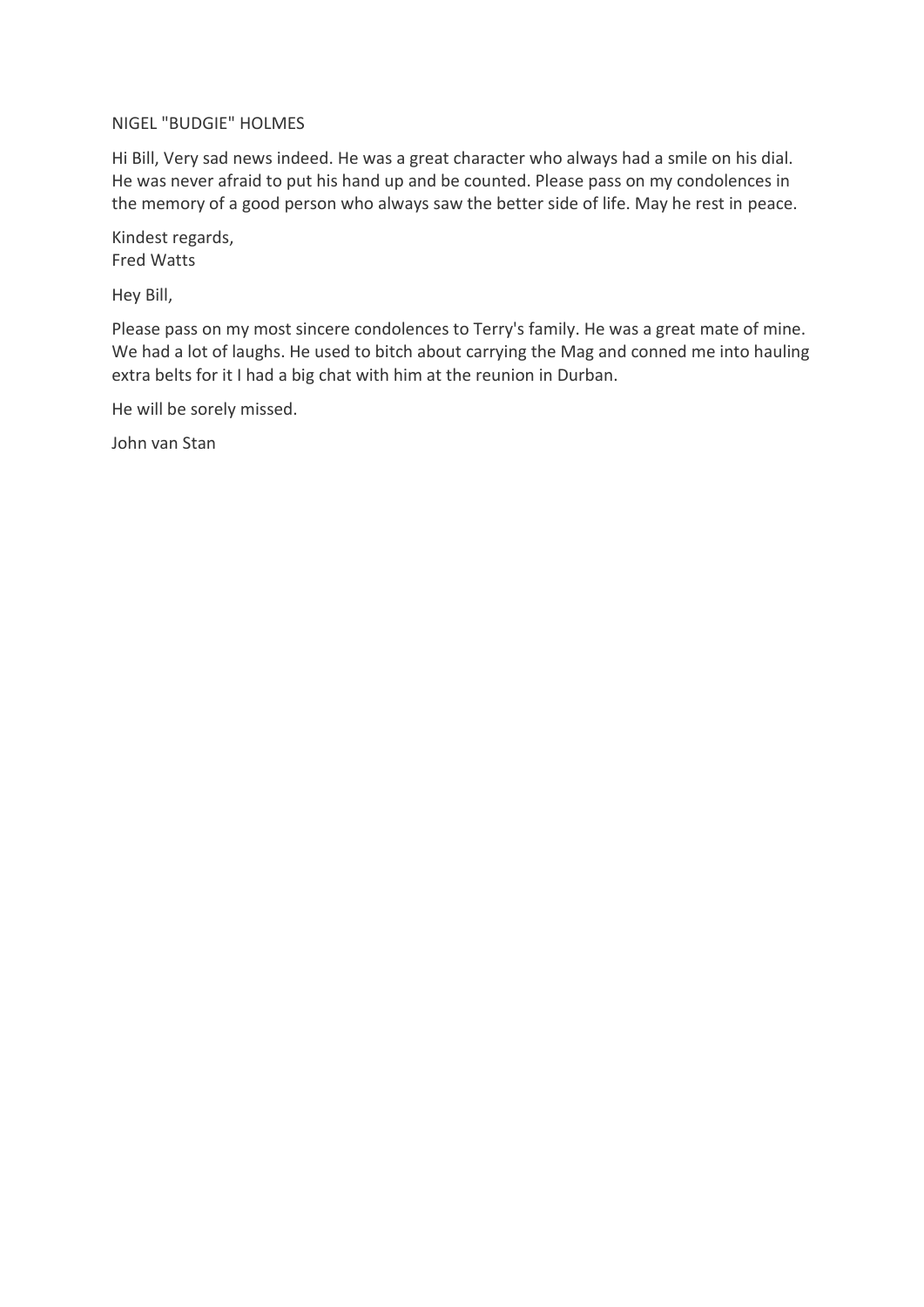NIGEL "BUDGIE" HOLMES

Hi Bill, Very sad news indeed. He was a great character who always had a smile on his dial. He was never afraid to put his hand up and be counted. Please pass on my condolences in the memory of a good person who always saw the better side of life. May he rest in peace.

Kindest regards,
Fred Watts

Hey Bill,

Please pass on my most sincere condolences to Terry's family. He was a great mate of mine. We had a lot of laughs. He used to bitch about carrying the Mag and conned me into hauling extra belts for it I had a big chat with him at the reunion in Durban.

He will be sorely missed.

John van Stan